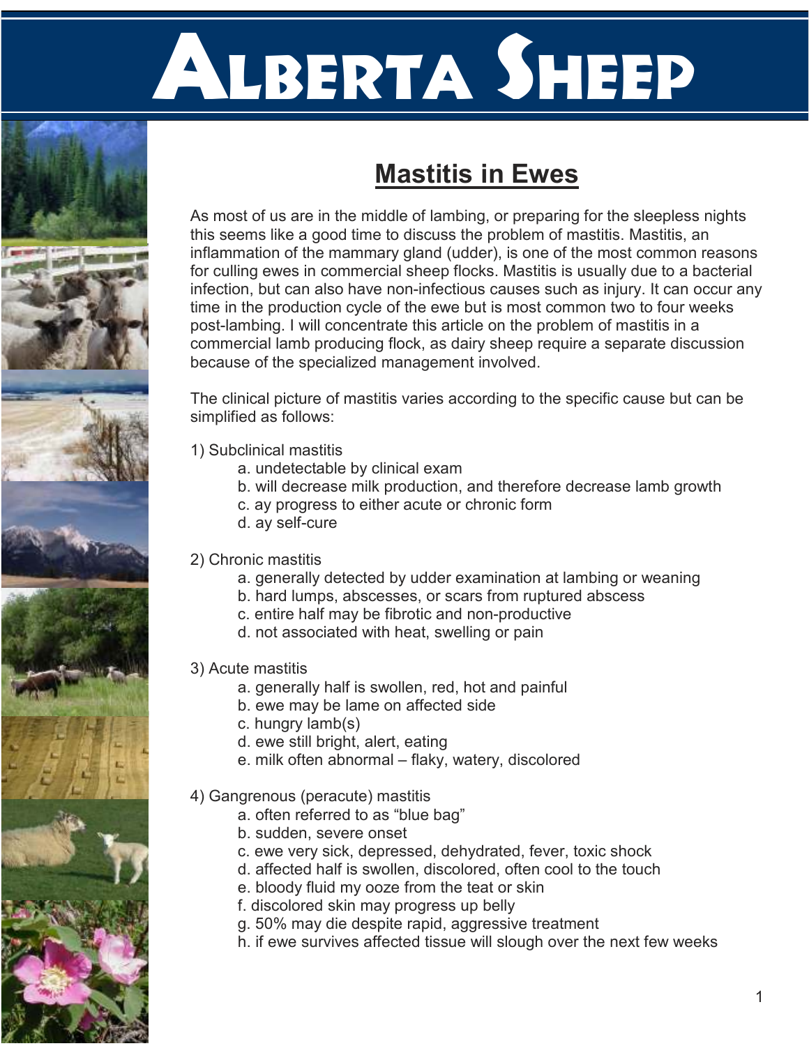# Alberta Sheep

## Mastitis in Ewes

As most of us are in the middle of lambing, or preparing for the sleepless nights this seems like a good time to discuss the problem of mastitis. Mastitis, an inflammation of the mammary gland (udder), is one of the most common reasons for culling ewes in commercial sheep flocks. Mastitis is usually due to a bacterial infection, but can also have non-infectious causes such as injury. It can occur any time in the production cycle of the ewe but is most common two to four weeks post-lambing. I will concentrate this article on the problem of mastitis in a commercial lamb producing flock, as dairy sheep require a separate discussion because of the specialized management involved.

The clinical picture of mastitis varies according to the specific cause but can be simplified as follows:

1) Subclinical mastitis
   a. undetectable by clinical exam
   b. will decrease milk production, and therefore decrease lamb growth
   c. ay progress to either acute or chronic form
   d. ay self-cure

2) Chronic mastitis
   a. generally detected by udder examination at lambing or weaning
   b. hard lumps, abscesses, or scars from ruptured abscess
   c. entire half may be fibrotic and non-productive
   d. not associated with heat, swelling or pain

3) Acute mastitis
   a. generally half is swollen, red, hot and painful
   b. ewe may be lame on affected side
   c. hungry lamb(s)
   d. ewe still bright, alert, eating
   e. milk often abnormal – flaky, watery, discolored

4) Gangrenous (peracute) mastitis
   a. often referred to as "blue bag"
   b. sudden, severe onset
   c. ewe very sick, depressed, dehydrated, fever, toxic shock
   d. affected half is swollen, discolored, often cool to the touch
   e. bloody fluid my ooze from the teat or skin
   f. discolored skin may progress up belly
   g. 50% may die despite rapid, aggressive treatment
   h. if ewe survives affected tissue will slough over the next few weeks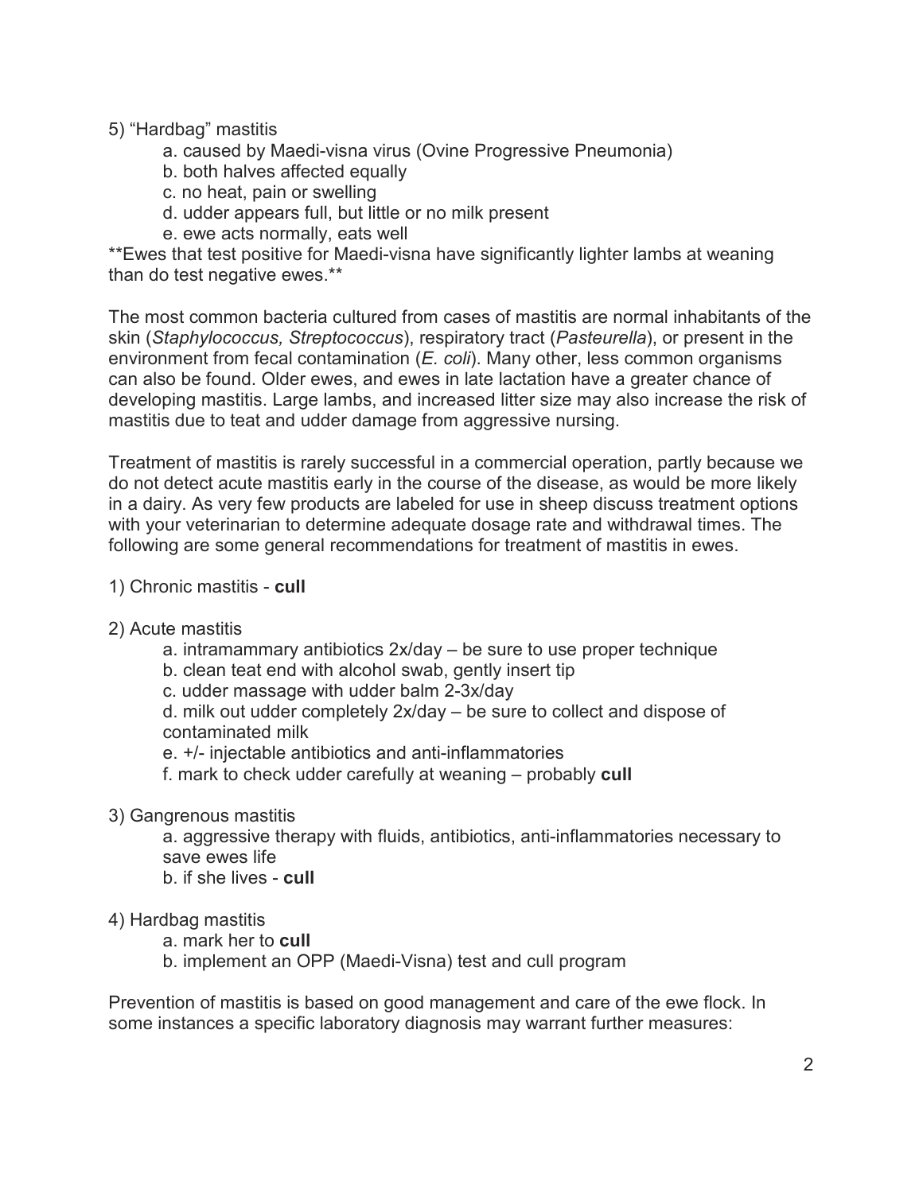5) "Hardbag" mastitis

a. caused by Maedi-visna virus (Ovine Progressive Pneumonia)
b. both halves affected equally
c. no heat, pain or swelling
d. udder appears full, but little or no milk present
e. ewe acts normally, eats well

**Ewes that test positive for Maedi-visna have significantly lighter lambs at weaning than do test negative ewes.**

The most common bacteria cultured from cases of mastitis are normal inhabitants of the skin (*Staphylococcus, Streptococcus*), respiratory tract (*Pasteurella*), or present in the environment from fecal contamination (*E. coli*). Many other, less common organisms can also be found. Older ewes, and ewes in late lactation have a greater chance of developing mastitis. Large lambs, and increased litter size may also increase the risk of mastitis due to teat and udder damage from aggressive nursing.

Treatment of mastitis is rarely successful in a commercial operation, partly because we do not detect acute mastitis early in the course of the disease, as would be more likely in a dairy. As very few products are labeled for use in sheep discuss treatment options with your veterinarian to determine adequate dosage rate and withdrawal times. The following are some general recommendations for treatment of mastitis in ewes.

1) Chronic mastitis - **cull**

2) Acute mastitis

a. intramammary antibiotics 2x/day – be sure to use proper technique
b. clean teat end with alcohol swab, gently insert tip
c. udder massage with udder balm 2-3x/day
d. milk out udder completely 2x/day – be sure to collect and dispose of contaminated milk
e. +/- injectable antibiotics and anti-inflammatories
f. mark to check udder carefully at weaning – probably **cull**

3) Gangrenous mastitis

a. aggressive therapy with fluids, antibiotics, anti-inflammatories necessary to save ewes life
b. if she lives - **cull**

4) Hardbag mastitis

a. mark her to **cull**
b. implement an OPP (Maedi-Visna) test and cull program

Prevention of mastitis is based on good management and care of the ewe flock. In some instances a specific laboratory diagnosis may warrant further measures: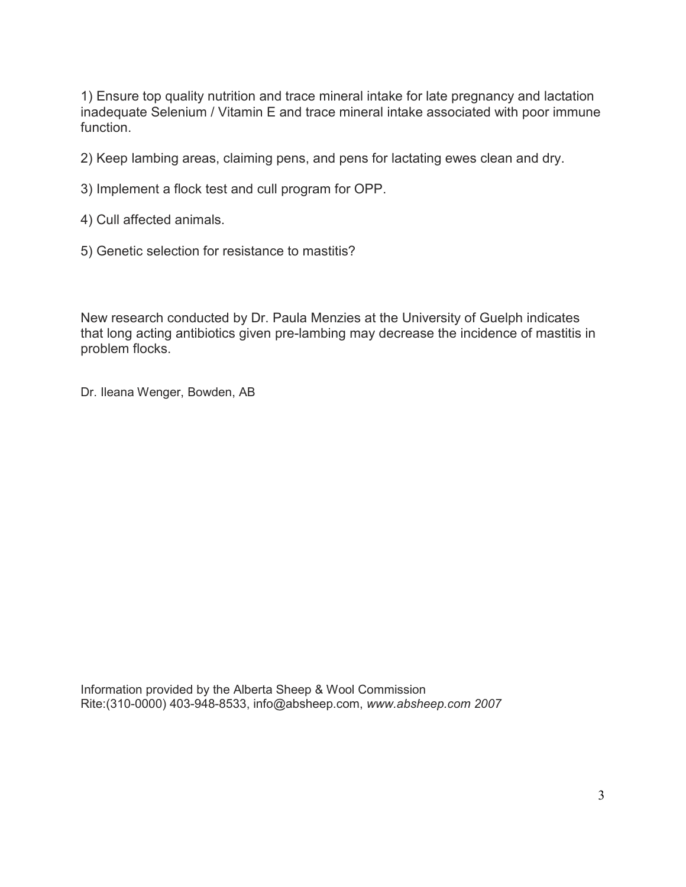1) Ensure top quality nutrition and trace mineral intake for late pregnancy and lactation inadequate Selenium / Vitamin E and trace mineral intake associated with poor immune function.

2) Keep lambing areas, claiming pens, and pens for lactating ewes clean and dry.

3) Implement a flock test and cull program for OPP.

4) Cull affected animals.

5) Genetic selection for resistance to mastitis?

New research conducted by Dr. Paula Menzies at the University of Guelph indicates that long acting antibiotics given pre-lambing may decrease the incidence of mastitis in problem flocks.

Dr. Ileana Wenger, Bowden, AB

Information provided by the Alberta Sheep & Wool Commission
Rite:(310-0000) 403-948-8533, info@absheep.com, *www.absheep.com 2007*